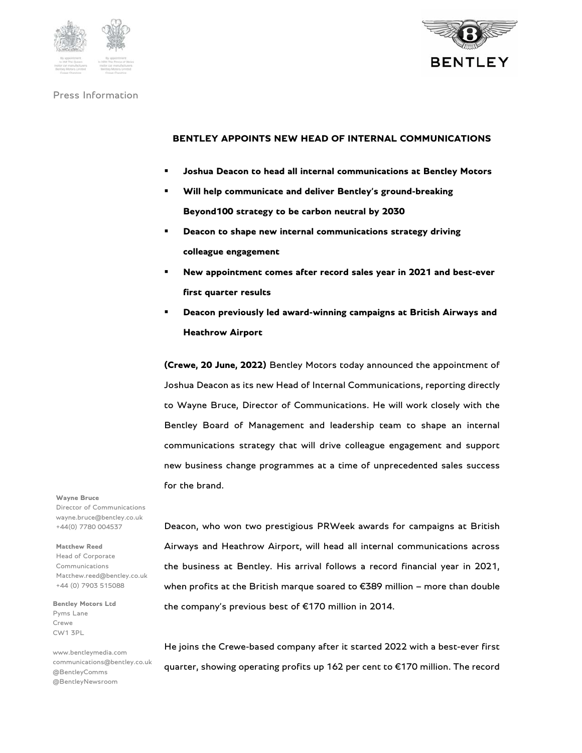Press Information

# BENTLEY APPOINTS NEW HEAD OF INTERNAL COMMUNICATIONS

- **Joshua Deacon to head all internal communications at Bentley Motors**
- **Will help communicate and deliver Bentley's ground-breaking Beyond100 strategy to be carbon neutral by 2030**
- **Deacon to shape new internal communications strategy driving colleague engagement**
- **New appointment comes after record sales year in 2021 and best-ever first quarter results**
- **Deacon previously led award-winning campaigns at British Airways and Heathrow Airport**

**(Crewe, 20 June, 2022)** Bentley Motors today announced the appointment of Joshua Deacon as its new Head of Internal Communications, reporting directly to Wayne Bruce, Director of Communications. He will work closely with the Bentley Board of Management and leadership team to shape an internal communications strategy that will drive colleague engagement and support new business change programmes at a time of unprecedented sales success for the brand.

Deacon, who won two prestigious PRWeek awards for campaigns at British Airways and Heathrow Airport, will head all internal communications across the business at Bentley. His arrival follows a record financial year in 2021, when profits at the British marque soared to €389 million – more than double the company's previous best of €170 million in 2014.

He joins the Crewe-based company after it started 2022 with a best-ever first quarter, showing operating profits up 162 per cent to €170 million. The record

**Wayne Bruce**
Director of Communications
wayne.bruce@bentley.co.uk
+44(0) 7780 004537

**Matthew Reed**
Head of Corporate Communications
Matthew.reed@bentley.co.uk
+44 (0) 7903 515088

**Bentley Motors Ltd**
Pyms Lane
Crewe
CW1 3PL

www.bentleymedia.com
communications@bentley.co.uk
@BentleyComms
@BentleyNewsroom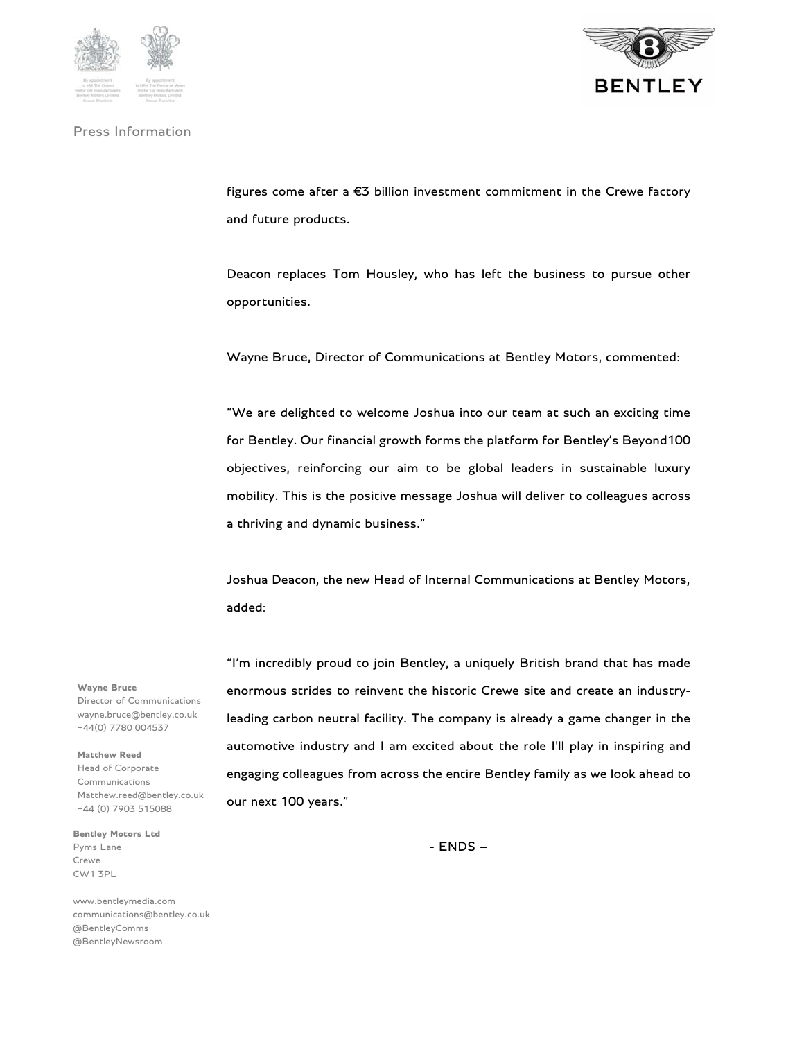figures come after a €3 billion investment commitment in the Crewe factory and future products.

Deacon replaces Tom Housley, who has left the business to pursue other opportunities.

Wayne Bruce, Director of Communications at Bentley Motors, commented:

"We are delighted to welcome Joshua into our team at such an exciting time for Bentley. Our financial growth forms the platform for Bentley's Beyond100 objectives, reinforcing our aim to be global leaders in sustainable luxury mobility. This is the positive message Joshua will deliver to colleagues across a thriving and dynamic business."

Joshua Deacon, the new Head of Internal Communications at Bentley Motors, added:

"I'm incredibly proud to join Bentley, a uniquely British brand that has made enormous strides to reinvent the historic Crewe site and create an industry-leading carbon neutral facility. The company is already a game changer in the automotive industry and I am excited about the role I'll play in inspiring and engaging colleagues from across the entire Bentley family as we look ahead to our next 100 years."

- ENDS –

**Wayne Bruce**
Director of Communications
wayne.bruce@bentley.co.uk
+44(0) 7780 004537

**Matthew Reed**
Head of Corporate Communications
Matthew.reed@bentley.co.uk
+44 (0) 7903 515088

**Bentley Motors Ltd**
Pyms Lane
Crewe
CW1 3PL

www.bentleymedia.com
communications@bentley.co.uk
@BentleyComms
@BentleyNewsroom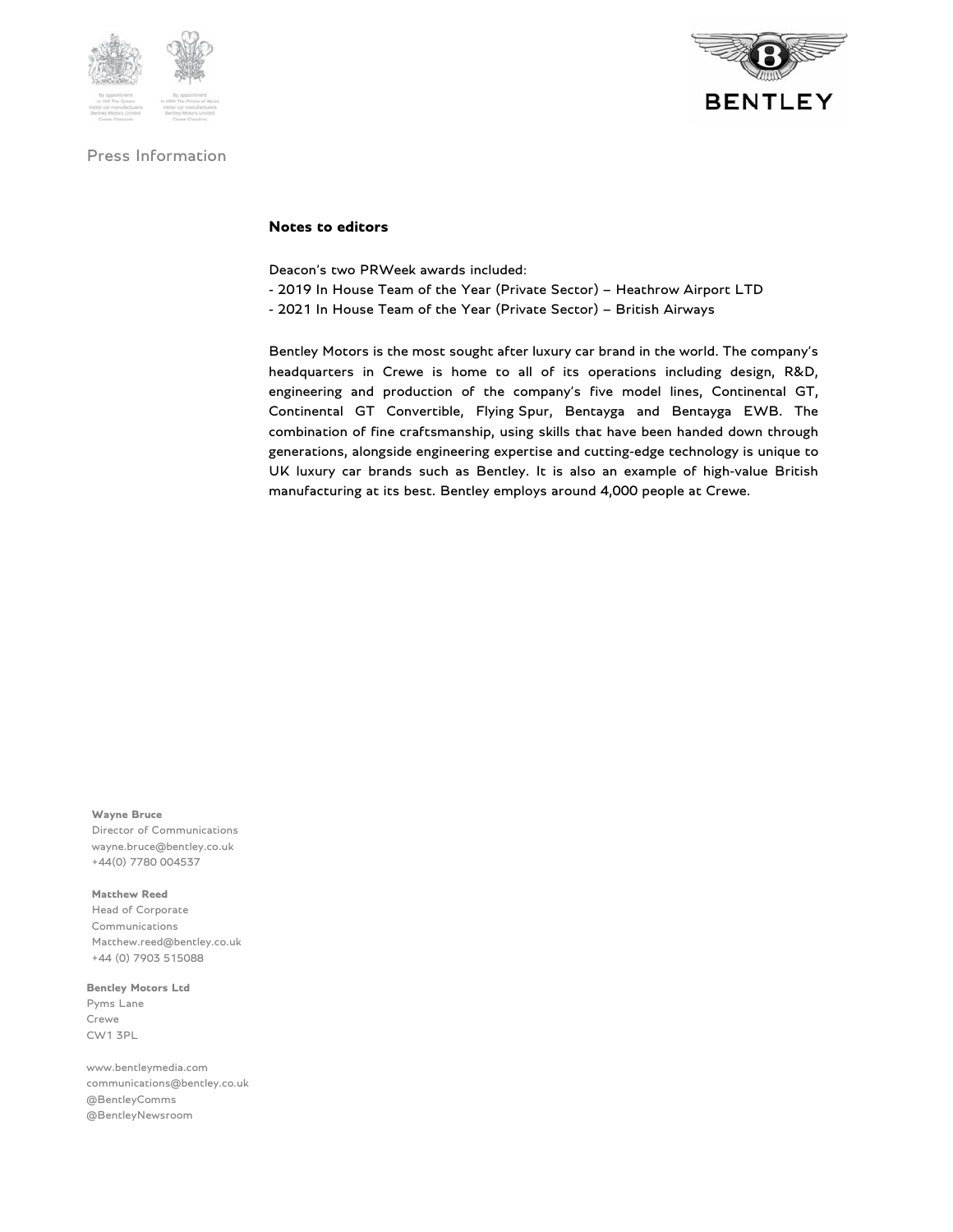Press Information

**Notes to editors**

Deacon's two PRWeek awards included:
- 2019 In House Team of the Year (Private Sector) – Heathrow Airport LTD
- 2021 In House Team of the Year (Private Sector) – British Airways

Bentley Motors is the most sought after luxury car brand in the world. The company's headquarters in Crewe is home to all of its operations including design, R&D, engineering and production of the company's five model lines, Continental GT, Continental GT Convertible, Flying Spur, Bentayga and Bentayga EWB. The combination of fine craftsmanship, using skills that have been handed down through generations, alongside engineering expertise and cutting-edge technology is unique to UK luxury car brands such as Bentley. It is also an example of high-value British manufacturing at its best. Bentley employs around 4,000 people at Crewe.

**Wayne Bruce**
Director of Communications
wayne.bruce@bentley.co.uk
+44(0) 7780 004537

**Matthew Reed**
Head of Corporate Communications
Matthew.reed@bentley.co.uk
+44 (0) 7903 515088

**Bentley Motors Ltd**
Pyms Lane
Crewe
CW1 3PL

www.bentleymedia.com
communications@bentley.co.uk
@BentleyComms
@BentleyNewsroom